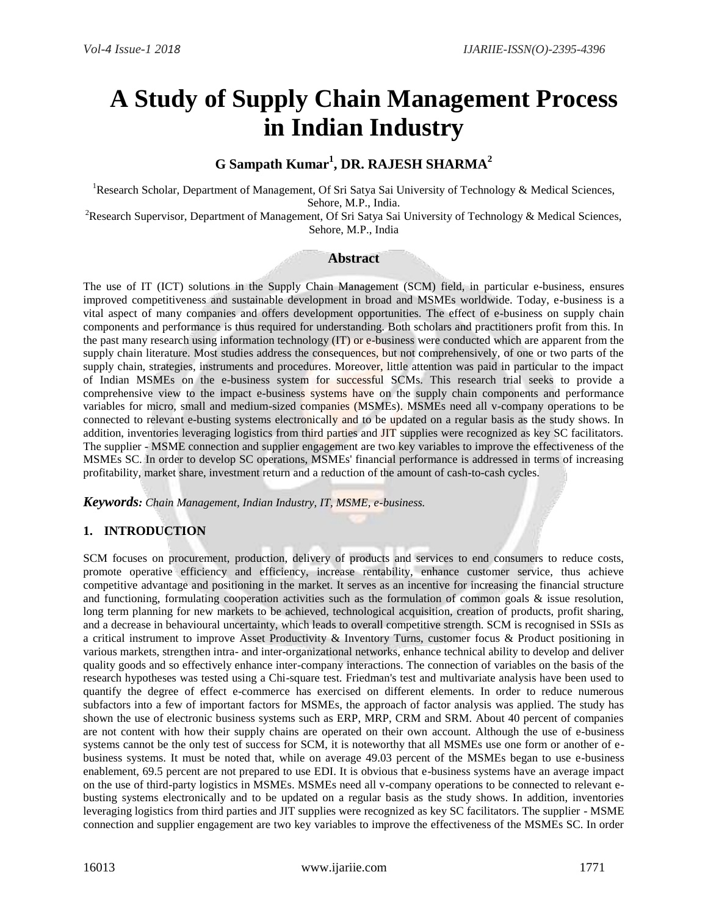# A Study of Supply Chain Management Process in Indian Industry

**G Sampath Kumar[1], DR. RAJESH SHARMA[2]**

[1]Research Scholar, Department of Management, Of Sri Satya Sai University of Technology & Medical Sciences, Sehore, M.P., India.

[2]Research Supervisor, Department of Management, Of Sri Satya Sai University of Technology & Medical Sciences, Sehore, M.P., India

## Abstract

The use of IT (ICT) solutions in the Supply Chain Management (SCM) field, in particular e-business, ensures improved competitiveness and sustainable development in broad and MSMEs worldwide. Today, e-business is a vital aspect of many companies and offers development opportunities. The effect of e-business on supply chain components and performance is thus required for understanding. Both scholars and practitioners profit from this. In the past many research using information technology (IT) or e-business were conducted which are apparent from the supply chain literature. Most studies address the consequences, but not comprehensively, of one or two parts of the supply chain, strategies, instruments and procedures. Moreover, little attention was paid in particular to the impact of Indian MSMEs on the e-business system for successful SCMs. This research trial seeks to provide a comprehensive view to the impact e-business systems have on the supply chain components and performance variables for micro, small and medium-sized companies (MSMEs). MSMEs need all v-company operations to be connected to relevant e-busting systems electronically and to be updated on a regular basis as the study shows. In addition, inventories leveraging logistics from third parties and JIT supplies were recognized as key SC facilitators. The supplier - MSME connection and supplier engagement are two key variables to improve the effectiveness of the MSMEs SC. In order to develop SC operations, MSMEs' financial performance is addressed in terms of increasing profitability, market share, investment return and a reduction of the amount of cash-to-cash cycles.

***Keywords:*** *Chain Management, Indian Industry, IT, MSME, e-business.*

## 1. INTRODUCTION

SCM focuses on procurement, production, delivery of products and services to end consumers to reduce costs, promote operative efficiency and efficiency, increase rentability, enhance customer service, thus achieve competitive advantage and positioning in the market. It serves as an incentive for increasing the financial structure and functioning, formulating cooperation activities such as the formulation of common goals & issue resolution, long term planning for new markets to be achieved, technological acquisition, creation of products, profit sharing, and a decrease in behavioural uncertainty, which leads to overall competitive strength. SCM is recognised in SSIs as a critical instrument to improve Asset Productivity & Inventory Turns, customer focus & Product positioning in various markets, strengthen intra- and inter-organizational networks, enhance technical ability to develop and deliver quality goods and so effectively enhance inter-company interactions. The connection of variables on the basis of the research hypotheses was tested using a Chi-square test. Friedman's test and multivariate analysis have been used to quantify the degree of effect e-commerce has exercised on different elements. In order to reduce numerous subfactors into a few of important factors for MSMEs, the approach of factor analysis was applied. The study has shown the use of electronic business systems such as ERP, MRP, CRM and SRM. About 40 percent of companies are not content with how their supply chains are operated on their own account. Although the use of e-business systems cannot be the only test of success for SCM, it is noteworthy that all MSMEs use one form or another of e-business systems. It must be noted that, while on average 49.03 percent of the MSMEs began to use e-business enablement, 69.5 percent are not prepared to use EDI. It is obvious that e-business systems have an average impact on the use of third-party logistics in MSMEs. MSMEs need all v-company operations to be connected to relevant e-busting systems electronically and to be updated on a regular basis as the study shows. In addition, inventories leveraging logistics from third parties and JIT supplies were recognized as key SC facilitators. The supplier - MSME connection and supplier engagement are two key variables to improve the effectiveness of the MSMEs SC. In order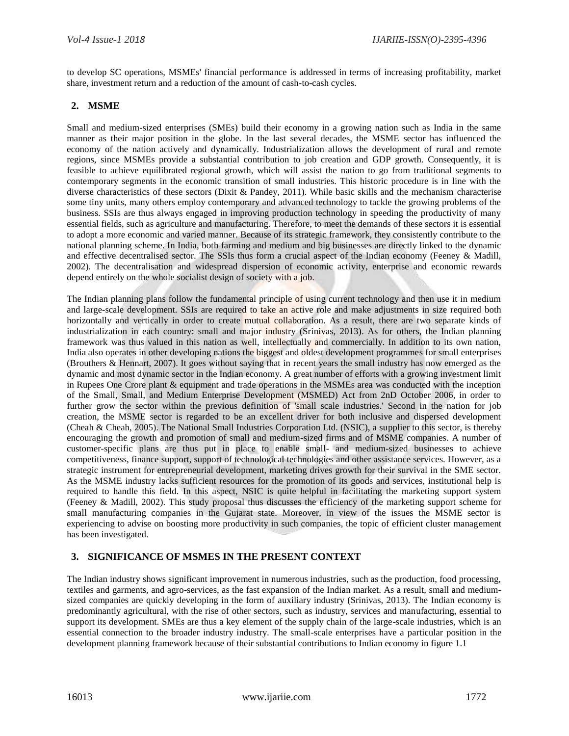to develop SC operations, MSMEs' financial performance is addressed in terms of increasing profitability, market share, investment return and a reduction of the amount of cash-to-cash cycles.

## 2. MSME

Small and medium-sized enterprises (SMEs) build their economy in a growing nation such as India in the same manner as their major position in the globe. In the last several decades, the MSME sector has influenced the economy of the nation actively and dynamically. Industrialization allows the development of rural and remote regions, since MSMEs provide a substantial contribution to job creation and GDP growth. Consequently, it is feasible to achieve equilibrated regional growth, which will assist the nation to go from traditional segments to contemporary segments in the economic transition of small industries. This historic procedure is in line with the diverse characteristics of these sectors (Dixit & Pandey, 2011). While basic skills and the mechanism characterise some tiny units, many others employ contemporary and advanced technology to tackle the growing problems of the business. SSIs are thus always engaged in improving production technology in speeding the productivity of many essential fields, such as agriculture and manufacturing. Therefore, to meet the demands of these sectors it is essential to adopt a more economic and varied manner. Because of its strategic framework, they consistently contribute to the national planning scheme. In India, both farming and medium and big businesses are directly linked to the dynamic and effective decentralised sector. The SSIs thus form a crucial aspect of the Indian economy (Feeney & Madill, 2002). The decentralisation and widespread dispersion of economic activity, enterprise and economic rewards depend entirely on the whole socialist design of society with a job.

The Indian planning plans follow the fundamental principle of using current technology and then use it in medium and large-scale development. SSIs are required to take an active role and make adjustments in size required both horizontally and vertically in order to create mutual collaboration. As a result, there are two separate kinds of industrialization in each country: small and major industry (Srinivas, 2013). As for others, the Indian planning framework was thus valued in this nation as well, intellectually and commercially. In addition to its own nation, India also operates in other developing nations the biggest and oldest development programmes for small enterprises (Brouthers & Hennart, 2007). It goes without saying that in recent years the small industry has now emerged as the dynamic and most dynamic sector in the Indian economy. A great number of efforts with a growing investment limit in Rupees One Crore plant & equipment and trade operations in the MSMEs area was conducted with the inception of the Small, Small, and Medium Enterprise Development (MSMED) Act from 2nD October 2006, in order to further grow the sector within the previous definition of 'small scale industries.' Second in the nation for job creation, the MSME sector is regarded to be an excellent driver for both inclusive and dispersed development (Cheah & Cheah, 2005). The National Small Industries Corporation Ltd. (NSIC), a supplier to this sector, is thereby encouraging the growth and promotion of small and medium-sized firms and of MSME companies. A number of customer-specific plans are thus put in place to enable small- and medium-sized businesses to achieve competitiveness, finance support, support of technological technologies and other assistance services. However, as a strategic instrument for entrepreneurial development, marketing drives growth for their survival in the SME sector. As the MSME industry lacks sufficient resources for the promotion of its goods and services, institutional help is required to handle this field. In this aspect, NSIC is quite helpful in facilitating the marketing support system (Feeney & Madill, 2002). This study proposal thus discusses the efficiency of the marketing support scheme for small manufacturing companies in the Gujarat state. Moreover, in view of the issues the MSME sector is experiencing to advise on boosting more productivity in such companies, the topic of efficient cluster management has been investigated.

## 3. SIGNIFICANCE OF MSMES IN THE PRESENT CONTEXT

The Indian industry shows significant improvement in numerous industries, such as the production, food processing, textiles and garments, and agro-services, as the fast expansion of the Indian market. As a result, small and medium-sized companies are quickly developing in the form of auxiliary industry (Srinivas, 2013). The Indian economy is predominantly agricultural, with the rise of other sectors, such as industry, services and manufacturing, essential to support its development. SMEs are thus a key element of the supply chain of the large-scale industries, which is an essential connection to the broader industry industry. The small-scale enterprises have a particular position in the development planning framework because of their substantial contributions to Indian economy in figure 1.1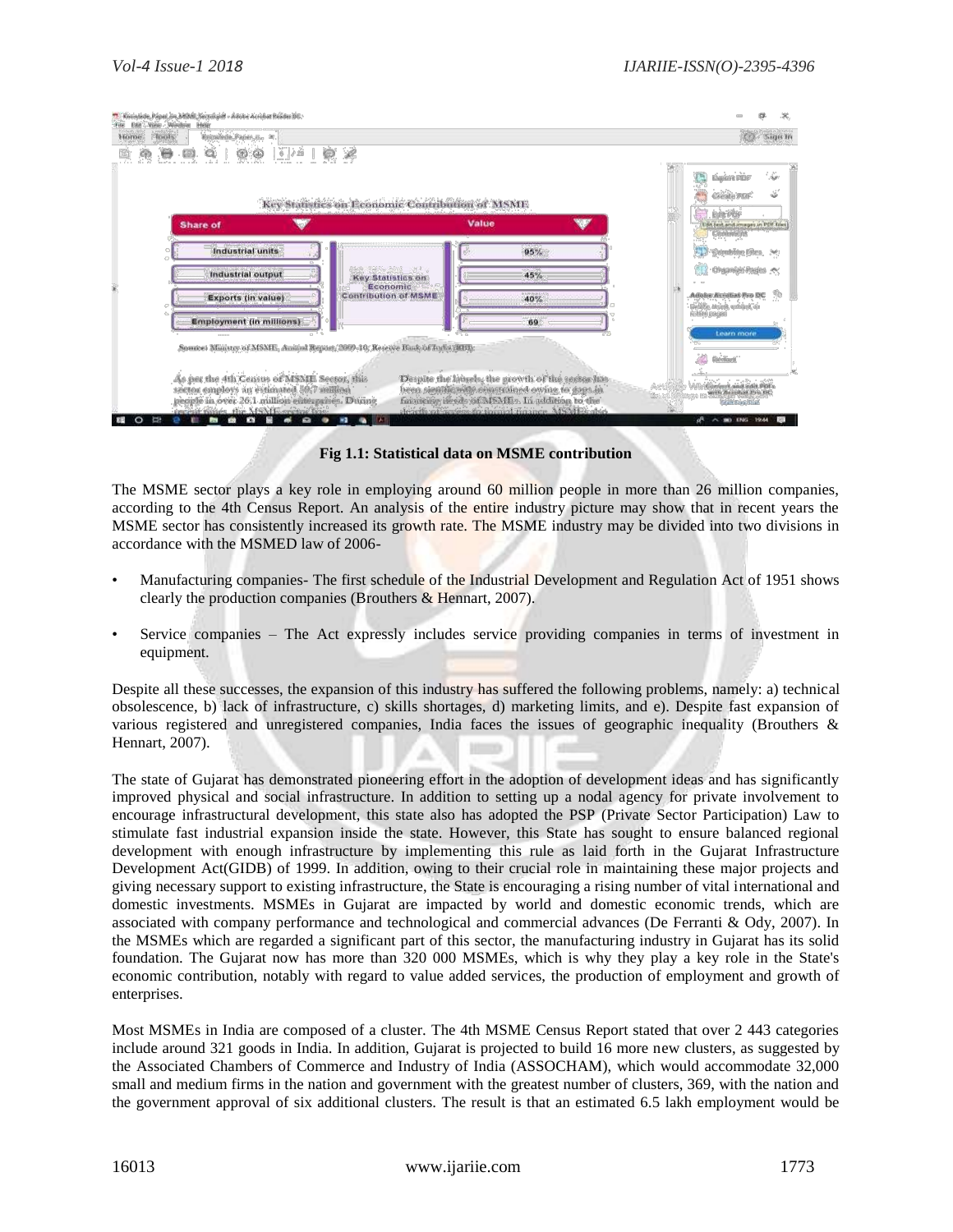Fig 1.1: Statistical data on MSME contribution

The MSME sector plays a key role in employing around 60 million people in more than 26 million companies, according to the 4th Census Report. An analysis of the entire industry picture may show that in recent years the MSME sector has consistently increased its growth rate. The MSME industry may be divided into two divisions in accordance with the MSMED law of 2006-

- Manufacturing companies- The first schedule of the Industrial Development and Regulation Act of 1951 shows clearly the production companies (Brouthers & Hennart, 2007).
- Service companies – The Act expressly includes service providing companies in terms of investment in equipment.

Despite all these successes, the expansion of this industry has suffered the following problems, namely: a) technical obsolescence, b) lack of infrastructure, c) skills shortages, d) marketing limits, and e). Despite fast expansion of various registered and unregistered companies, India faces the issues of geographic inequality (Brouthers & Hennart, 2007).

The state of Gujarat has demonstrated pioneering effort in the adoption of development ideas and has significantly improved physical and social infrastructure. In addition to setting up a nodal agency for private involvement to encourage infrastructural development, this state also has adopted the PSP (Private Sector Participation) Law to stimulate fast industrial expansion inside the state. However, this State has sought to ensure balanced regional development with enough infrastructure by implementing this rule as laid forth in the Gujarat Infrastructure Development Act(GIDB) of 1999. In addition, owing to their crucial role in maintaining these major projects and giving necessary support to existing infrastructure, the State is encouraging a rising number of vital international and domestic investments. MSMEs in Gujarat are impacted by world and domestic economic trends, which are associated with company performance and technological and commercial advances (De Ferranti & Ody, 2007). In the MSMEs which are regarded a significant part of this sector, the manufacturing industry in Gujarat has its solid foundation. The Gujarat now has more than 320 000 MSMEs, which is why they play a key role in the State's economic contribution, notably with regard to value added services, the production of employment and growth of enterprises.

Most MSMEs in India are composed of a cluster. The 4th MSME Census Report stated that over 2 443 categories include around 321 goods in India. In addition, Gujarat is projected to build 16 more new clusters, as suggested by the Associated Chambers of Commerce and Industry of India (ASSOCHAM), which would accommodate 32,000 small and medium firms in the nation and government with the greatest number of clusters, 369, with the nation and the government approval of six additional clusters. The result is that an estimated 6.5 lakh employment would be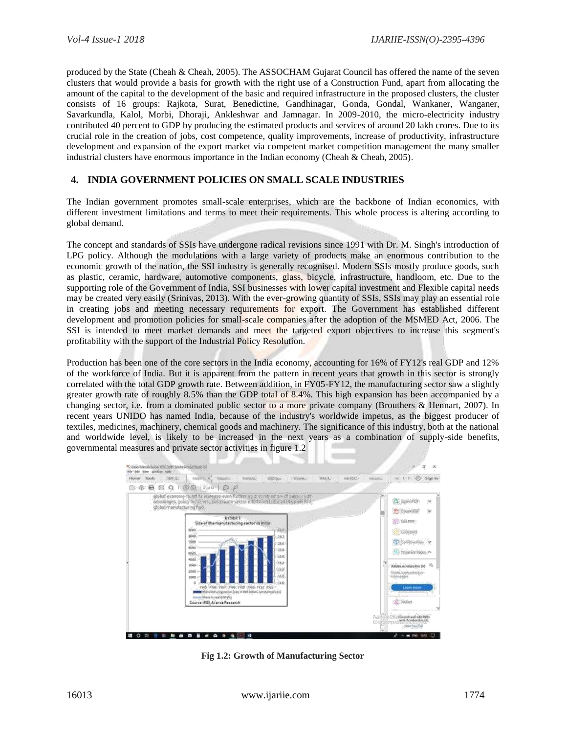produced by the State (Cheah & Cheah, 2005). The ASSOCHAM Gujarat Council has offered the name of the seven clusters that would provide a basis for growth with the right use of a Construction Fund, apart from allocating the amount of the capital to the development of the basic and required infrastructure in the proposed clusters, the cluster consists of 16 groups: Rajkota, Surat, Benedictine, Gandhinagar, Gonda, Gondal, Wankaner, Wanganer, Savarkundla, Kalol, Morbi, Dhoraji, Ankleshwar and Jamnagar. In 2009-2010, the micro-electricity industry contributed 40 percent to GDP by producing the estimated products and services of around 20 lakh crores. Due to its crucial role in the creation of jobs, cost competence, quality improvements, increase of productivity, infrastructure development and expansion of the export market via competent market competition management the many smaller industrial clusters have enormous importance in the Indian economy (Cheah & Cheah, 2005).

## 4. INDIA GOVERNMENT POLICIES ON SMALL SCALE INDUSTRIES

The Indian government promotes small-scale enterprises, which are the backbone of Indian economics, with different investment limitations and terms to meet their requirements. This whole process is altering according to global demand.

The concept and standards of SSIs have undergone radical revisions since 1991 with Dr. M. Singh's introduction of LPG policy. Although the modulations with a large variety of products make an enormous contribution to the economic growth of the nation, the SSI industry is generally recognised. Modern SSIs mostly produce goods, such as plastic, ceramic, hardware, automotive components, glass, bicycle, infrastructure, handloom, etc. Due to the supporting role of the Government of India, SSI businesses with lower capital investment and Flexible capital needs may be created very easily (Srinivas, 2013). With the ever-growing quantity of SSIs, SSIs may play an essential role in creating jobs and meeting necessary requirements for export. The Government has established different development and promotion policies for small-scale companies after the adoption of the MSMED Act, 2006. The SSI is intended to meet market demands and meet the targeted export objectives to increase this segment's profitability with the support of the Industrial Policy Resolution.

Production has been one of the core sectors in the India economy, accounting for 16% of FY12's real GDP and 12% of the workforce of India. But it is apparent from the pattern in recent years that growth in this sector is strongly correlated with the total GDP growth rate. Between addition, in FY05-FY12, the manufacturing sector saw a slightly greater growth rate of roughly 8.5% than the GDP total of 8.4%. This high expansion has been accompanied by a changing sector, i.e. from a dominated public sector to a more private company (Brouthers & Hennart, 2007). In recent years UNIDO has named India, because of the industry's worldwide impetus, as the biggest producer of textiles, medicines, machinery, chemical goods and machinery. The significance of this industry, both at the national and worldwide level, is likely to be increased in the next years as a combination of supply-side benefits, governmental measures and private sector activities in figure 1.2

**Fig 1.2: Growth of Manufacturing Sector**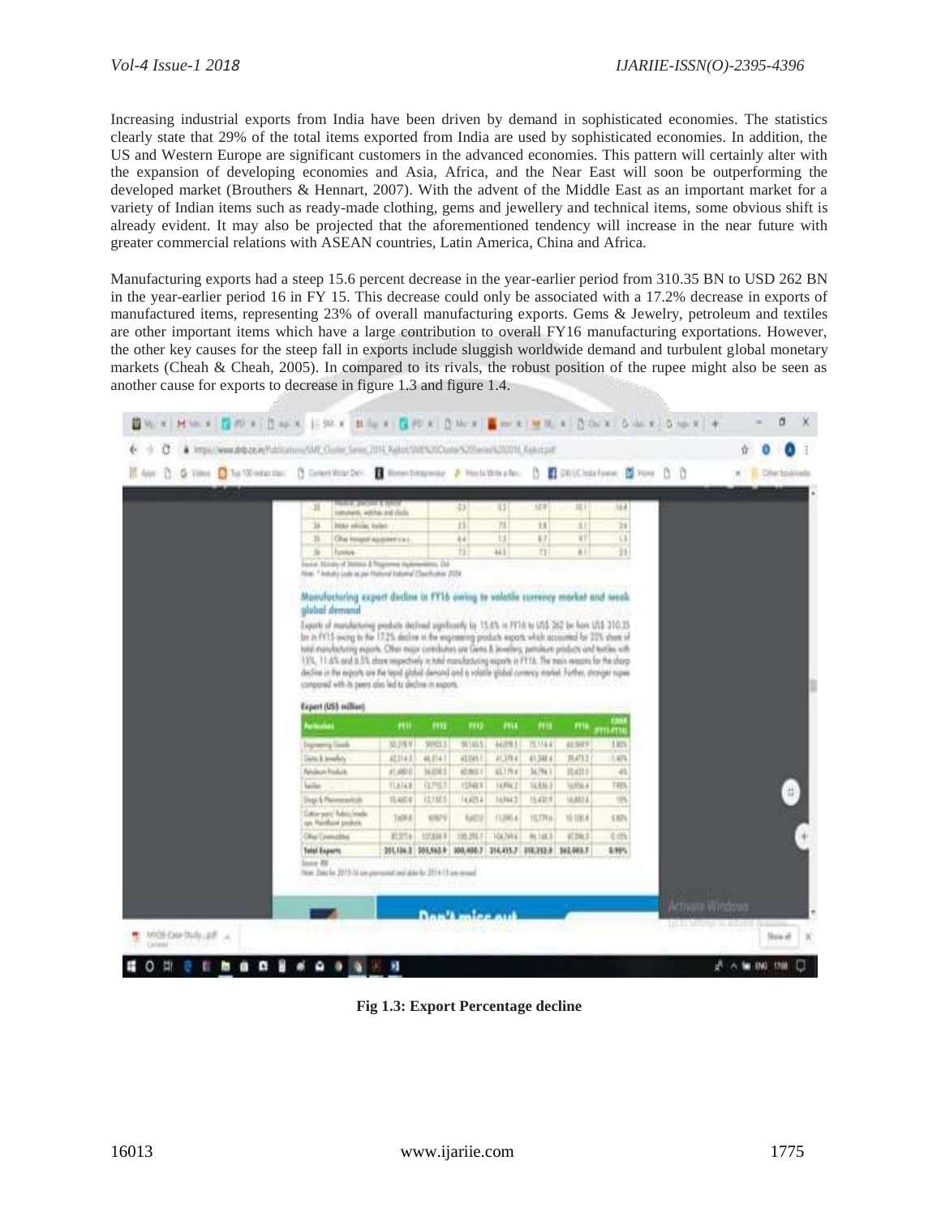Increasing industrial exports from India have been driven by demand in sophisticated economies. The statistics clearly state that 29% of the total items exported from India are used by sophisticated economies. In addition, the US and Western Europe are significant customers in the advanced economies. This pattern will certainly alter with the expansion of developing economies and Asia, Africa, and the Near East will soon be outperforming the developed market (Brouthers & Hennart, 2007). With the advent of the Middle East as an important market for a variety of Indian items such as ready-made clothing, gems and jewellery and technical items, some obvious shift is already evident. It may also be projected that the aforementioned tendency will increase in the near future with greater commercial relations with ASEAN countries, Latin America, China and Africa.

Manufacturing exports had a steep 15.6 percent decrease in the year-earlier period from 310.35 BN to USD 262 BN in the year-earlier period 16 in FY 15. This decrease could only be associated with a 17.2% decrease in exports of manufactured items, representing 23% of overall manufacturing exports. Gems & Jewelry, petroleum and textiles are other important items which have a large contribution to overall FY16 manufacturing exportations. However, the other key causes for the steep fall in exports include sluggish worldwide demand and turbulent global monetary markets (Cheah & Cheah, 2005). In compared to its rivals, the robust position of the rupee might also be seen as another cause for exports to decrease in figure 1.3 and figure 1.4.

**Fig 1.3: Export Percentage decline**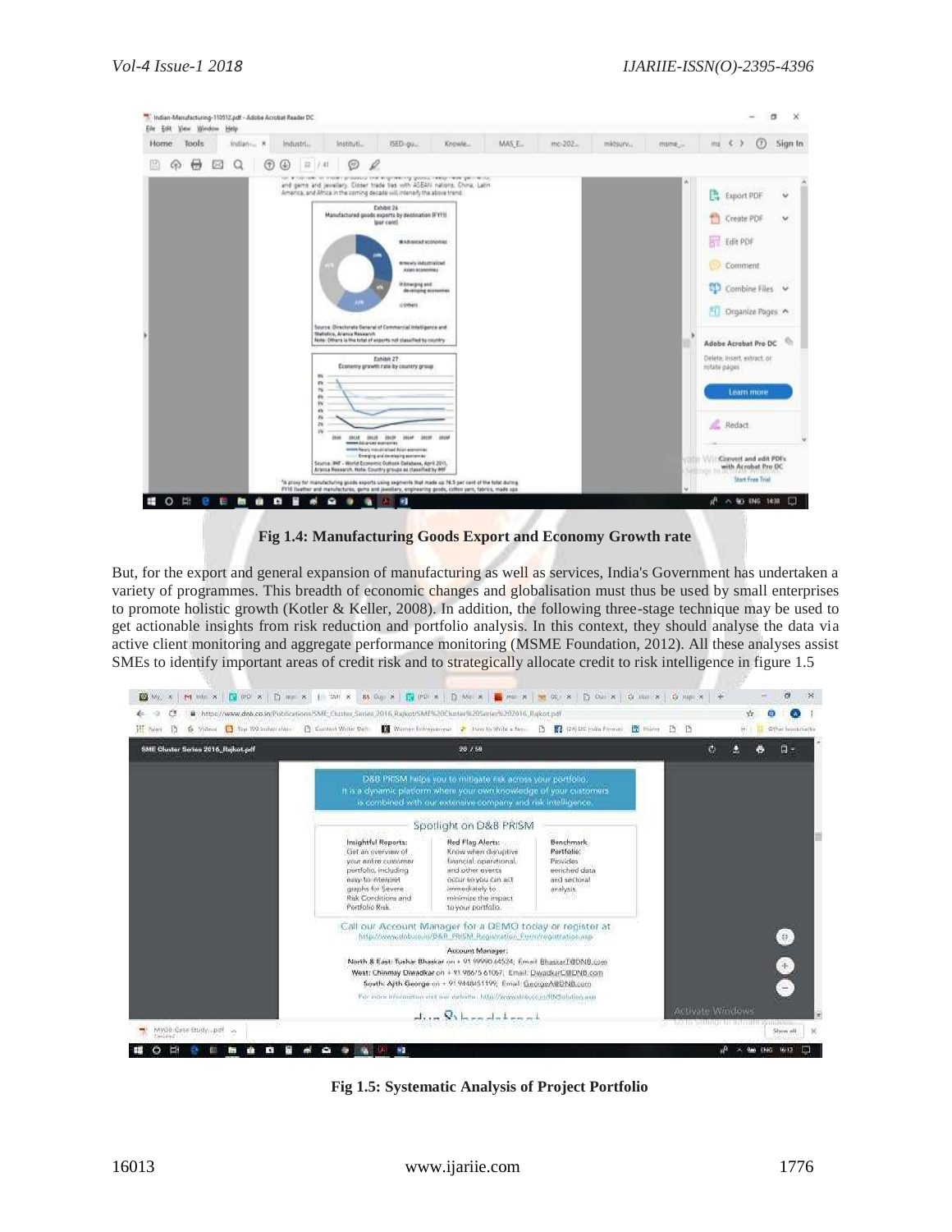Fig 1.4: Manufacturing Goods Export and Economy Growth rate

But, for the export and general expansion of manufacturing as well as services, India's Government has undertaken a variety of programmes. This breadth of economic changes and globalisation must thus be used by small enterprises to promote holistic growth (Kotler & Keller, 2008). In addition, the following three-stage technique may be used to get actionable insights from risk reduction and portfolio analysis. In this context, they should analyse the data via active client monitoring and aggregate performance monitoring (MSME Foundation, 2012). All these analyses assist SMEs to identify important areas of credit risk and to strategically allocate credit to risk intelligence in figure 1.5

Fig 1.5: Systematic Analysis of Project Portfolio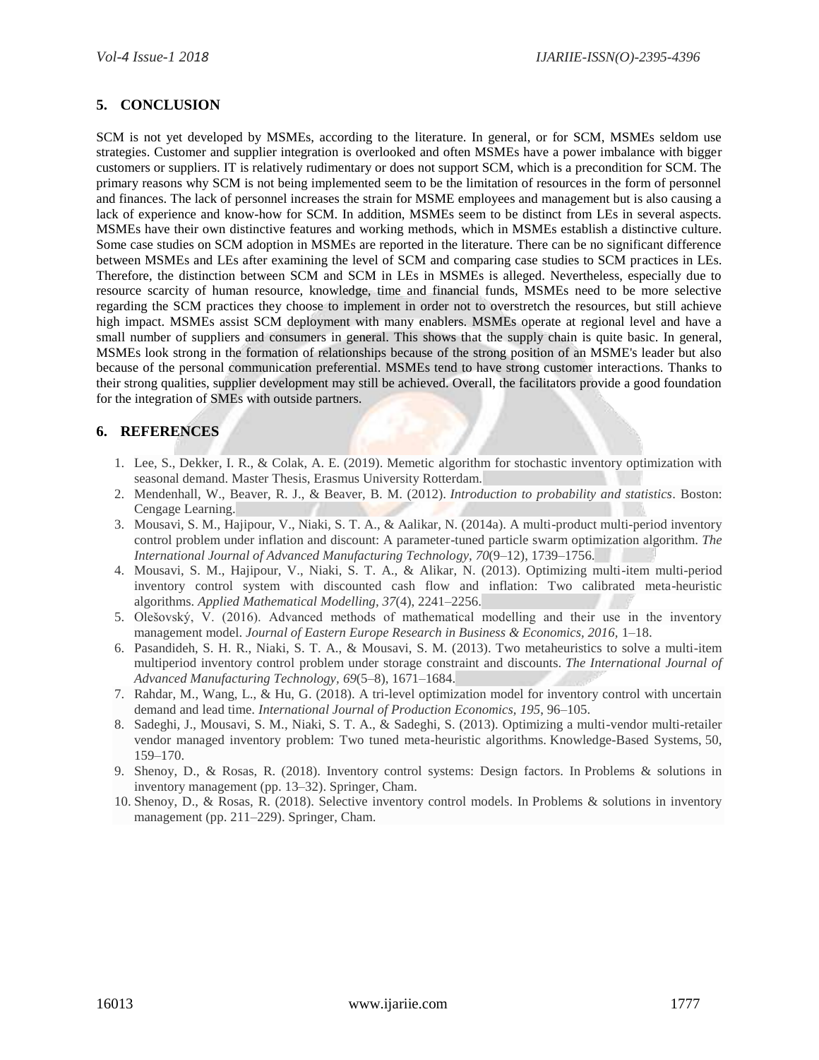## 5. CONCLUSION

SCM is not yet developed by MSMEs, according to the literature. In general, or for SCM, MSMEs seldom use strategies. Customer and supplier integration is overlooked and often MSMEs have a power imbalance with bigger customers or suppliers. IT is relatively rudimentary or does not support SCM, which is a precondition for SCM. The primary reasons why SCM is not being implemented seem to be the limitation of resources in the form of personnel and finances. The lack of personnel increases the strain for MSME employees and management but is also causing a lack of experience and know-how for SCM. In addition, MSMEs seem to be distinct from LEs in several aspects. MSMEs have their own distinctive features and working methods, which in MSMEs establish a distinctive culture. Some case studies on SCM adoption in MSMEs are reported in the literature. There can be no significant difference between MSMEs and LEs after examining the level of SCM and comparing case studies to SCM practices in LEs. Therefore, the distinction between SCM and SCM in LEs in MSMEs is alleged. Nevertheless, especially due to resource scarcity of human resource, knowledge, time and financial funds, MSMEs need to be more selective regarding the SCM practices they choose to implement in order not to overstretch the resources, but still achieve high impact. MSMEs assist SCM deployment with many enablers. MSMEs operate at regional level and have a small number of suppliers and consumers in general. This shows that the supply chain is quite basic. In general, MSMEs look strong in the formation of relationships because of the strong position of an MSME's leader but also because of the personal communication preferential. MSMEs tend to have strong customer interactions. Thanks to their strong qualities, supplier development may still be achieved. Overall, the facilitators provide a good foundation for the integration of SMEs with outside partners.

## 6. REFERENCES

1. Lee, S., Dekker, I. R., & Colak, A. E. (2019). Memetic algorithm for stochastic inventory optimization with seasonal demand. Master Thesis, Erasmus University Rotterdam.
2. Mendenhall, W., Beaver, R. J., & Beaver, B. M. (2012). *Introduction to probability and statistics*. Boston: Cengage Learning.
3. Mousavi, S. M., Hajipour, V., Niaki, S. T. A., & Aalikar, N. (2014a). A multi-product multi-period inventory control problem under inflation and discount: A parameter-tuned particle swarm optimization algorithm. *The International Journal of Advanced Manufacturing Technology, 70*(9–12), 1739–1756.
4. Mousavi, S. M., Hajipour, V., Niaki, S. T. A., & Alikar, N. (2013). Optimizing multi-item multi-period inventory control system with discounted cash flow and inflation: Two calibrated meta-heuristic algorithms. *Applied Mathematical Modelling, 37*(4), 2241–2256.
5. Olešovský, V. (2016). Advanced methods of mathematical modelling and their use in the inventory management model. *Journal of Eastern Europe Research in Business & Economics, 2016*, 1–18.
6. Pasandideh, S. H. R., Niaki, S. T. A., & Mousavi, S. M. (2013). Two metaheuristics to solve a multi-item multiperiod inventory control problem under storage constraint and discounts. *The International Journal of Advanced Manufacturing Technology, 69*(5–8), 1671–1684.
7. Rahdar, M., Wang, L., & Hu, G. (2018). A tri-level optimization model for inventory control with uncertain demand and lead time. *International Journal of Production Economics, 195*, 96–105.
8. Sadeghi, J., Mousavi, S. M., Niaki, S. T. A., & Sadeghi, S. (2013). Optimizing a multi-vendor multi-retailer vendor managed inventory problem: Two tuned meta-heuristic algorithms. Knowledge-Based Systems, 50, 159–170.
9. Shenoy, D., & Rosas, R. (2018). Inventory control systems: Design factors. In Problems & solutions in inventory management (pp. 13–32). Springer, Cham.
10. Shenoy, D., & Rosas, R. (2018). Selective inventory control models. In Problems & solutions in inventory management (pp. 211–229). Springer, Cham.